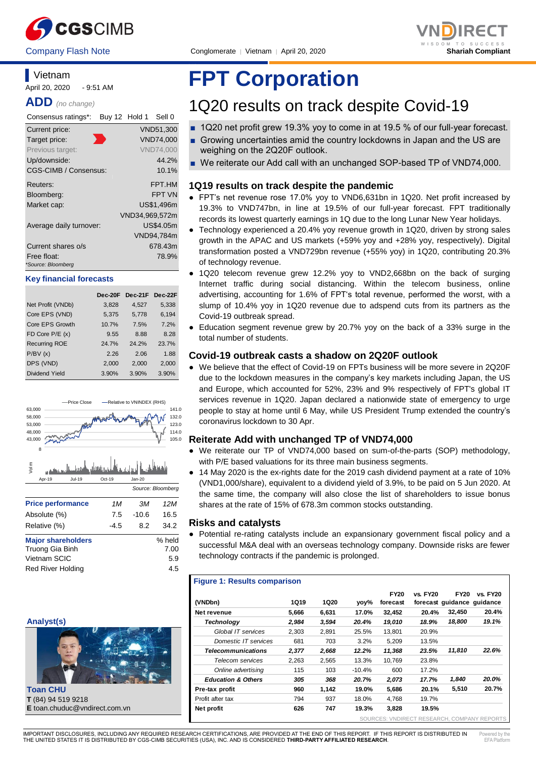Company Flash Note | Conglomerate | Vietnam | April 20, 2020

Shariah Compliant

# FPT Corporation

## 1Q20 results on track despite Covid-19

- 1Q20 net profit grew 19.3% yoy to come in at 19.5 % of our full-year forecast.
- Growing uncertainties amid the country lockdowns in Japan and the US are weighing on the 2Q20F outlook.
- We reiterate our Add call with an unchanged SOP-based TP of VND74,000.

**Vietnam**

April 20, 2020 - 9:51 AM

**ADD** *(no change)*

| Consensus ratings*: | Buy 12 Hold 1 Sell 0 |
|---|---|
| Current price: | VND51,300 |
| Target price: | VND74,000 |
| Previous target: | VND74,000 |
| Up/downside: | 44.2% |
| CGS-CIMB / Consensus: | 10.1% |
| Reuters: | FPT.HM |
| Bloomberg: | FPT VN |
| Market cap: | US$1,496m |
| | VND34,969,572m |
| Average daily turnover: | US$4.05m |
| | VND94,784m |
| Current shares o/s | 678.43m |
| Free float: | 78.9% |

*Source: Bloomberg

**Key financial forecasts**

| | Dec-20F | Dec-21F | Dec-22F |
|---|---|---|---|
| Net Profit (VNDb) | 3,828 | 4,527 | 5,338 |
| Core EPS (VND) | 5,375 | 5,778 | 6,194 |
| Core EPS Growth | 10.7% | 7.5% | 7.2% |
| FD Core P/E (x) | 9.55 | 8.88 | 8.28 |
| Recurring ROE | 24.7% | 24.2% | 23.7% |
| P/BV (x) | 2.26 | 2.06 | 1.88 |
| DPS (VND) | 2,000 | 2,000 | 2,000 |
| Dividend Yield | 3.90% | 3.90% | 3.90% |

Source: Bloomberg

| Price performance | 1M | 3M | 12M |
|---|---|---|---|
| Absolute (%) | 7.5 | -10.6 | 16.5 |
| Relative (%) | -4.5 | 8.2 | 34.2 |

| Major shareholders | % held |
|---|---|
| Truong Gia Binh | 7.00 |
| Vietnam SCIC | 5.9 |
| Red River Holding | 4.5 |

**Analyst(s)**

**Toan CHU**
**T** (84) 94 519 9218
**E** toan.chuduc@vndirect.com.vn

### 1Q19 results on track despite the pandemic

- FPT's net revenue rose 17.0% yoy to VND6,631bn in 1Q20. Net profit increased by 19.3% to VND747bn, in line at 19.5% of our full-year forecast. FPT traditionally records its lowest quarterly earnings in 1Q due to the long Lunar New Year holidays.
- Technology experienced a 20.4% yoy revenue growth in 1Q20, driven by strong sales growth in the APAC and US markets (+59% yoy and +28% yoy, respectively). Digital transformation posted a VND729bn revenue (+55% yoy) in 1Q20, contributing 20.3% of technology revenue.
- 1Q20 telecom revenue grew 12.2% yoy to VND2,668bn on the back of surging Internet traffic during social distancing. Within the telecom business, online advertising, accounting for 1.6% of FPT's total revenue, performed the worst, with a slump of 10.4% yoy in 1Q20 revenue due to adspend cuts from its partners as the Covid-19 outbreak spread.
- Education segment revenue grew by 20.7% yoy on the back of a 33% surge in the total number of students.

### Covid-19 outbreak casts a shadow on 2Q20F outlook

- We believe that the effect of Covid-19 on FPTs business will be more severe in 2Q20F due to the lockdown measures in the company's key markets including Japan, the US and Europe, which accounted for 52%, 23% and 9% respectively of FPT's global IT services revenue in 1Q20. Japan declared a nationwide state of emergency to urge people to stay at home until 6 May, while US President Trump extended the country's coronavirus lockdown to 30 Apr.

### Reiterate Add with unchanged TP of VND74,000

- We reiterate our TP of VND74,000 based on sum-of-the-parts (SOP) methodology, with P/E based valuations for its three main business segments.
- 14 May 2020 is the ex-rights date for the 2019 cash dividend payment at a rate of 10% (VND1,000/share), equivalent to a dividend yield of 3.9%, to be paid on 5 Jun 2020. At the same time, the company will also close the list of shareholders to issue bonus shares at the rate of 15% of 678.3m common stocks outstanding.

### Risks and catalysts

- Potential re-rating catalysts include an expansionary government fiscal policy and a successful M&A deal with an overseas technology company. Downside risks are fewer technology contracts if the pandemic is prolonged.

**Figure 1: Results comparison**

| (VNDbn) | 1Q19 | 1Q20 | yoy% | FY20 forecast | vs. FY20 forecast | FY20 guidance | vs. FY20 guidance |
|---|---|---|---|---|---|---|---|
| **Net revenue** | **5,666** | **6,631** | **17.0%** | **32,452** | **20.4%** | **32,450** | **20.4%** |
| ***Technology*** | ***2,984*** | ***3,594*** | ***20.4%*** | ***19,010*** | ***18.9%*** | ***18,800*** | ***19.1%*** |
| *Global IT services* | 2,303 | 2,891 | 25.5% | 13,801 | 20.9% | | |
| *Domestic IT services* | 681 | 703 | 3.2% | 5,209 | 13.5% | | |
| ***Telecommunications*** | ***2,377*** | ***2,668*** | ***12.2%*** | ***11,368*** | ***23.5%*** | ***11,810*** | ***22.6%*** |
| *Telecom services* | 2,263 | 2,565 | 13.3% | 10,769 | 23.8% | | |
| *Online advertising* | 115 | 103 | -10.4% | 600 | 17.2% | | |
| ***Education & Others*** | ***305*** | ***368*** | ***20.7%*** | ***2,073*** | ***17.7%*** | ***1,840*** | ***20.0%*** |
| **Pre-tax profit** | **960** | **1,142** | **19.0%** | **5,686** | **20.1%** | **5,510** | **20.7%** |
| Profit after tax | 794 | 937 | 18.0% | 4,768 | 19.7% | | |
| **Net profit** | **626** | **747** | **19.3%** | **3,828** | **19.5%** | | |

SOURCES: VNDIRECT RESEARCH, COMPANY REPORTS

IMPORTANT DISCLOSURES, INCLUDING ANY REQUIRED RESEARCH CERTIFICATIONS, ARE PROVIDED AT THE END OF THIS REPORT. IF THIS REPORT IS DISTRIBUTED IN THE UNITED STATES IT IS DISTRIBUTED BY CGS-CIMB SECURITIES (USA), INC. AND IS CONSIDERED **THIRD-PARTY AFFILIATED RESEARCH**.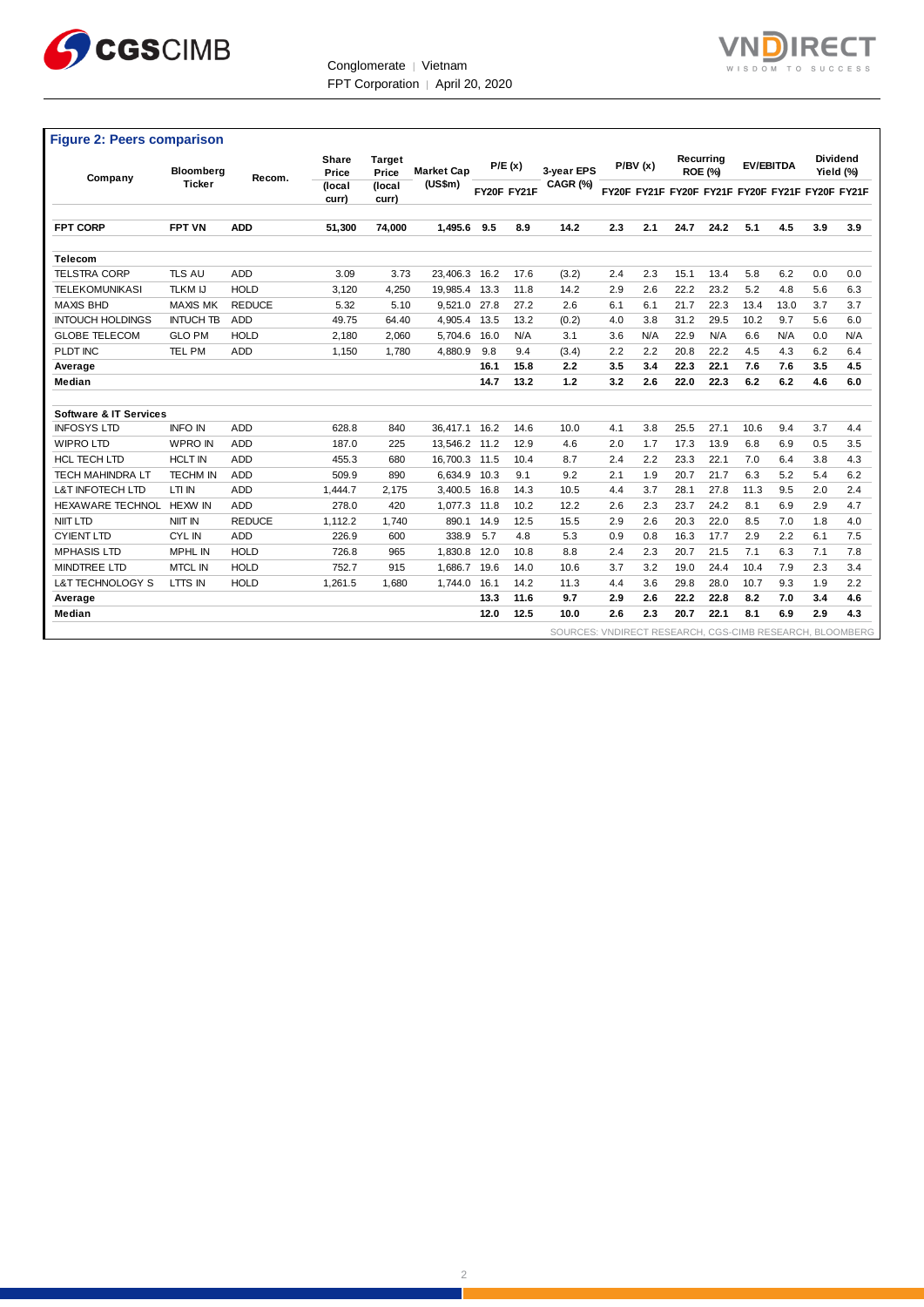**Figure 2: Peers comparison**

| Company | Bloomberg Ticker | Recom. | Share Price (local curr) | Target Price (local curr) | Market Cap (US$m) | P/E (x) | | 3-year EPS CAGR (%) | P/BV (x) | | Recurring ROE (%) | | EV/EBITDA | | Dividend Yield (%) | |
|---|---|---|---|---|---|---|---|---|---|---|---|---|---|---|---|---|
| | | | | | | FY20F | FY21F | | FY20F | FY21F | FY20F | FY21F | FY20F | FY21F | FY20F | FY21F |
| **FPT CORP** | **FPT VN** | **ADD** | **51,300** | **74,000** | **1,495.6** | **9.5** | **8.9** | **14.2** | **2.3** | **2.1** | **24.7** | **24.2** | **5.1** | **4.5** | **3.9** | **3.9** |
| **Telecom** | | | | | | | | | | | | | | | | |
| TELSTRA CORP | TLS AU | ADD | 3.09 | 3.73 | 23,406.3 | 16.2 | 17.6 | (3.2) | 2.4 | 2.3 | 15.1 | 13.4 | 5.8 | 6.2 | 0.0 | 0.0 |
| TELEKOMUNIKASI | TLKM IJ | HOLD | 3,120 | 4,250 | 19,985.4 | 13.3 | 11.8 | 14.2 | 2.9 | 2.6 | 22.2 | 23.2 | 5.2 | 4.8 | 5.6 | 6.3 |
| MAXIS BHD | MAXIS MK | REDUCE | 5.32 | 5.10 | 9,521.0 | 27.8 | 27.2 | 2.6 | 6.1 | 6.1 | 21.7 | 22.3 | 13.4 | 13.0 | 3.7 | 3.7 |
| INTOUCH HOLDINGS | INTUCH TB | ADD | 49.75 | 64.40 | 4,905.4 | 13.5 | 13.2 | (0.2) | 4.0 | 3.8 | 31.2 | 29.5 | 10.2 | 9.7 | 5.6 | 6.0 |
| GLOBE TELECOM | GLO PM | HOLD | 2,180 | 2,060 | 5,704.6 | 16.0 | N/A | 3.1 | 3.6 | N/A | 22.9 | N/A | 6.6 | N/A | 0.0 | N/A |
| PLDT INC | TEL PM | ADD | 1,150 | 1,780 | 4,880.9 | 9.8 | 9.4 | (3.4) | 2.2 | 2.2 | 20.8 | 22.2 | 4.5 | 4.3 | 6.2 | 6.4 |
| **Average** | | | | | | **16.1** | **15.8** | **2.2** | **3.5** | **3.4** | **22.3** | **22.1** | **7.6** | **7.6** | **3.5** | **4.5** |
| **Median** | | | | | | **14.7** | **13.2** | **1.2** | **3.2** | **2.6** | **22.0** | **22.3** | **6.2** | **6.2** | **4.6** | **6.0** |
| **Software & IT Services** | | | | | | | | | | | | | | | | |
| INFOSYS LTD | INFO IN | ADD | 628.8 | 840 | 36,417.1 | 16.2 | 14.6 | 10.0 | 4.1 | 3.8 | 25.5 | 27.1 | 10.6 | 9.4 | 3.7 | 4.4 |
| WIPRO LTD | WPRO IN | ADD | 187.0 | 225 | 13,546.2 | 11.2 | 12.9 | 4.6 | 2.0 | 1.7 | 17.3 | 13.9 | 6.8 | 6.9 | 0.5 | 3.5 |
| HCL TECH LTD | HCLT IN | ADD | 455.3 | 680 | 16,700.3 | 11.5 | 10.4 | 8.7 | 2.4 | 2.2 | 23.3 | 22.1 | 7.0 | 6.4 | 3.8 | 4.3 |
| TECH MAHINDRA LT | TECHM IN | ADD | 509.9 | 890 | 6,634.9 | 10.3 | 9.1 | 9.2 | 2.1 | 1.9 | 20.7 | 21.7 | 6.3 | 5.2 | 5.4 | 6.2 |
| L&T INFOTECH LTD | LTI IN | ADD | 1,444.7 | 2,175 | 3,400.5 | 16.8 | 14.3 | 10.5 | 4.4 | 3.7 | 28.1 | 27.8 | 11.3 | 9.5 | 2.0 | 2.4 |
| HEXAWARE TECHNOL | HEXW IN | ADD | 278.0 | 420 | 1,077.3 | 11.8 | 10.2 | 12.2 | 2.6 | 2.3 | 23.7 | 24.2 | 8.1 | 6.9 | 2.9 | 4.7 |
| NIIT LTD | NIIT IN | REDUCE | 1,112.2 | 1,740 | 890.1 | 14.9 | 12.5 | 15.5 | 2.9 | 2.6 | 20.3 | 22.0 | 8.5 | 7.0 | 1.8 | 4.0 |
| CYIENT LTD | CYL IN | ADD | 226.9 | 600 | 338.9 | 5.7 | 4.8 | 5.3 | 0.9 | 0.8 | 16.3 | 17.7 | 2.9 | 2.2 | 6.1 | 7.5 |
| MPHASIS LTD | MPHL IN | HOLD | 726.8 | 965 | 1,830.8 | 12.0 | 10.8 | 8.8 | 2.4 | 2.3 | 20.7 | 21.5 | 7.1 | 6.3 | 7.1 | 7.8 |
| MINDTREE LTD | MTCL IN | HOLD | 752.7 | 915 | 1,686.7 | 19.6 | 14.0 | 10.6 | 3.7 | 3.2 | 19.0 | 24.4 | 10.4 | 7.9 | 2.3 | 3.4 |
| L&T TECHNOLOGY S | LTTS IN | HOLD | 1,261.5 | 1,680 | 1,744.0 | 16.1 | 14.2 | 11.3 | 4.4 | 3.6 | 29.8 | 28.0 | 10.7 | 9.3 | 1.9 | 2.2 |
| **Average** | | | | | | **13.3** | **11.6** | **9.7** | **2.9** | **2.6** | **22.2** | **22.8** | **8.2** | **7.0** | **3.4** | **4.6** |
| **Median** | | | | | | **12.0** | **12.5** | **10.0** | **2.6** | **2.3** | **20.7** | **22.1** | **8.1** | **6.9** | **2.9** | **4.3** |

SOURCES: VNDIRECT RESEARCH, CGS-CIMB RESEARCH, BLOOMBERG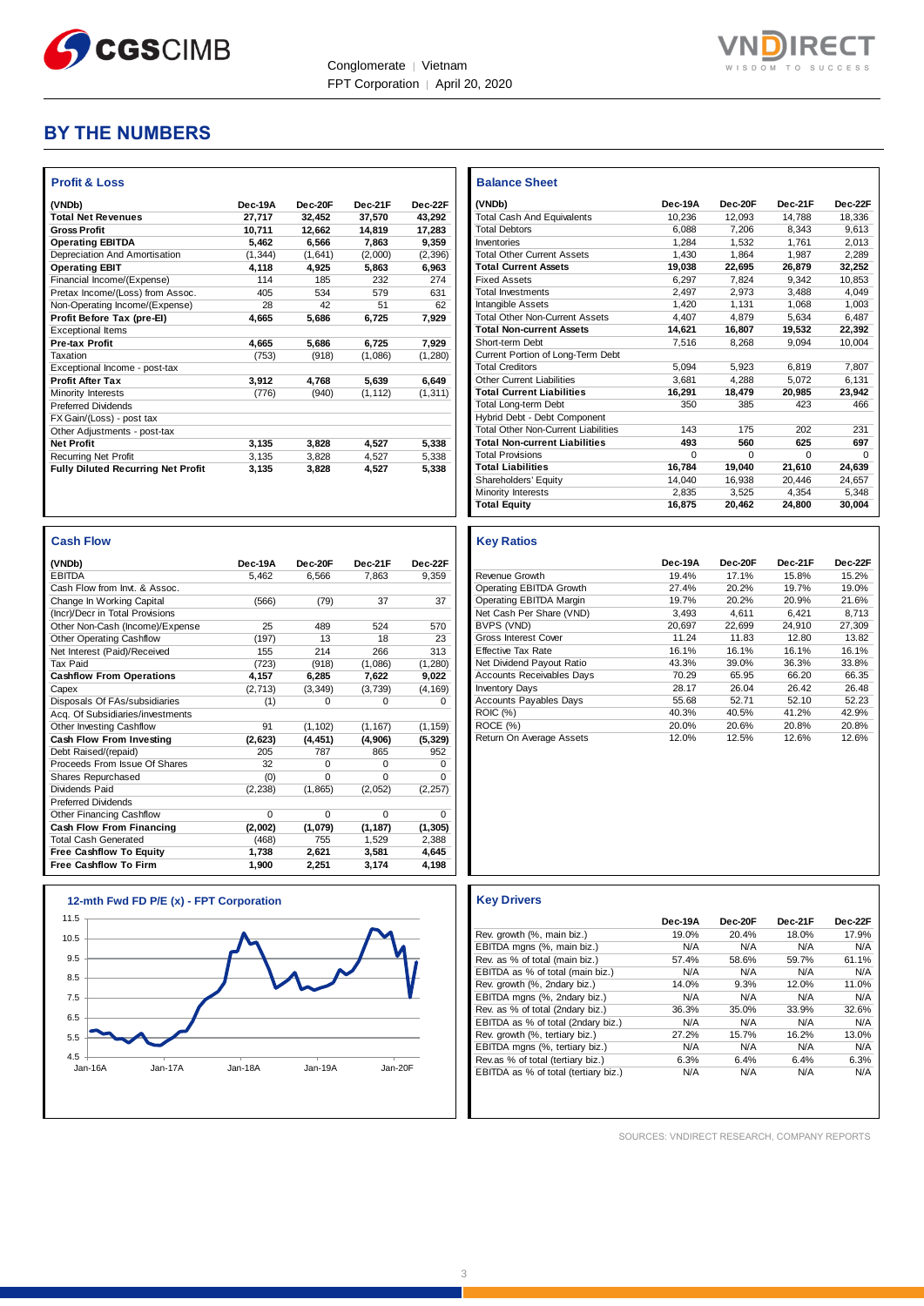## BY THE NUMBERS

### Profit & Loss

| (VNDb) | Dec-19A | Dec-20F | Dec-21F | Dec-22F |
|---|---|---|---|---|
| **Total Net Revenues** | **27,717** | **32,452** | **37,570** | **43,292** |
| **Gross Profit** | **10,711** | **12,662** | **14,819** | **17,283** |
| **Operating EBITDA** | **5,462** | **6,566** | **7,863** | **9,359** |
| Depreciation And Amortisation | (1,344) | (1,641) | (2,000) | (2,396) |
| **Operating EBIT** | **4,118** | **4,925** | **5,863** | **6,963** |
| Financial Income/(Expense) | 114 | 185 | 232 | 274 |
| Pretax Income/(Loss) from Assoc. | 405 | 534 | 579 | 631 |
| Non-Operating Income/(Expense) | 28 | 42 | 51 | 62 |
| **Profit Before Tax (pre-EI)** | **4,665** | **5,686** | **6,725** | **7,929** |
| Exceptional Items | | | | |
| **Pre-tax Profit** | **4,665** | **5,686** | **6,725** | **7,929** |
| Taxation | (753) | (918) | (1,086) | (1,280) |
| Exceptional Income - post-tax | | | | |
| **Profit After Tax** | **3,912** | **4,768** | **5,639** | **6,649** |
| Minority Interests | (776) | (940) | (1,112) | (1,311) |
| Preferred Dividends | | | | |
| FX Gain/(Loss) - post tax | | | | |
| Other Adjustments - post-tax | | | | |
| **Net Profit** | **3,135** | **3,828** | **4,527** | **5,338** |
| Recurring Net Profit | 3,135 | 3,828 | 4,527 | 5,338 |
| **Fully Diluted Recurring Net Profit** | **3,135** | **3,828** | **4,527** | **5,338** |

### Balance Sheet

| (VNDb) | Dec-19A | Dec-20F | Dec-21F | Dec-22F |
|---|---|---|---|---|
| Total Cash And Equivalents | 10,236 | 12,093 | 14,788 | 18,336 |
| Total Debtors | 6,088 | 7,206 | 8,343 | 9,613 |
| Inventories | 1,284 | 1,532 | 1,761 | 2,013 |
| Total Other Current Assets | 1,430 | 1,864 | 1,987 | 2,289 |
| **Total Current Assets** | **19,038** | **22,695** | **26,879** | **32,252** |
| Fixed Assets | 6,297 | 7,824 | 9,342 | 10,853 |
| Total Investments | 2,497 | 2,973 | 3,488 | 4,049 |
| Intangible Assets | 1,420 | 1,131 | 1,068 | 1,003 |
| Total Other Non-Current Assets | 4,407 | 4,879 | 5,634 | 6,487 |
| **Total Non-current Assets** | **14,621** | **16,807** | **19,532** | **22,392** |
| Short-term Debt | 7,516 | 8,268 | 9,094 | 10,004 |
| Current Portion of Long-Term Debt | | | | |
| Total Creditors | 5,094 | 5,923 | 6,819 | 7,807 |
| Other Current Liabilities | 3,681 | 4,288 | 5,072 | 6,131 |
| **Total Current Liabilities** | **16,291** | **18,479** | **20,985** | **23,942** |
| Total Long-term Debt | 350 | 385 | 423 | 466 |
| Hybrid Debt - Debt Component | | | | |
| Total Other Non-Current Liabilities | 143 | 175 | 202 | 231 |
| **Total Non-current Liabilities** | **493** | **560** | **625** | **697** |
| Total Provisions | 0 | 0 | 0 | 0 |
| **Total Liabilities** | **16,784** | **19,040** | **21,610** | **24,639** |
| Shareholders' Equity | 14,040 | 16,938 | 20,446 | 24,657 |
| Minority Interests | 2,835 | 3,525 | 4,354 | 5,348 |
| **Total Equity** | **16,875** | **20,462** | **24,800** | **30,004** |

### Cash Flow

| (VNDb) | Dec-19A | Dec-20F | Dec-21F | Dec-22F |
|---|---|---|---|---|
| EBITDA | 5,462 | 6,566 | 7,863 | 9,359 |
| Cash Flow from Invt. & Assoc. | | | | |
| Change In Working Capital | (566) | (79) | 37 | 37 |
| (Incr)/Decr in Total Provisions | | | | |
| Other Non-Cash (Income)/Expense | 25 | 489 | 524 | 570 |
| Other Operating Cashflow | (197) | 13 | 18 | 23 |
| Net Interest (Paid)/Received | 155 | 214 | 266 | 313 |
| Tax Paid | (723) | (918) | (1,086) | (1,280) |
| **Cashflow From Operations** | **4,157** | **6,285** | **7,622** | **9,022** |
| Capex | (2,713) | (3,349) | (3,739) | (4,169) |
| Disposals Of FAs/subsidiaries | (1) | 0 | 0 | 0 |
| Acq. Of Subsidiaries/investments | | | | |
| Other Investing Cashflow | 91 | (1,102) | (1,167) | (1,159) |
| **Cash Flow From Investing** | **(2,623)** | **(4,451)** | **(4,906)** | **(5,329)** |
| Debt Raised/(repaid) | 205 | 787 | 865 | 952 |
| Proceeds From Issue Of Shares | 32 | 0 | 0 | 0 |
| Shares Repurchased | (0) | 0 | 0 | 0 |
| Dividends Paid | (2,238) | (1,865) | (2,052) | (2,257) |
| Preferred Dividends | | | | |
| Other Financing Cashflow | 0 | 0 | 0 | 0 |
| **Cash Flow From Financing** | **(2,002)** | **(1,079)** | **(1,187)** | **(1,305)** |
| Total Cash Generated | (468) | 755 | 1,529 | 2,388 |
| **Free Cashflow To Equity** | **1,738** | **2,621** | **3,581** | **4,645** |
| **Free Cashflow To Firm** | **1,900** | **2,251** | **3,174** | **4,198** |

### Key Ratios

| | Dec-19A | Dec-20F | Dec-21F | Dec-22F |
|---|---|---|---|---|
| Revenue Growth | 19.4% | 17.1% | 15.8% | 15.2% |
| Operating EBITDA Growth | 27.4% | 20.2% | 19.7% | 19.0% |
| Operating EBITDA Margin | 19.7% | 20.2% | 20.9% | 21.6% |
| Net Cash Per Share (VND) | 3,493 | 4,611 | 6,421 | 8,713 |
| BVPS (VND) | 20,697 | 22,699 | 24,910 | 27,309 |
| Gross Interest Cover | 11.24 | 11.83 | 12.80 | 13.82 |
| Effective Tax Rate | 16.1% | 16.1% | 16.1% | 16.1% |
| Net Dividend Payout Ratio | 43.3% | 39.0% | 36.3% | 33.8% |
| Accounts Receivables Days | 70.29 | 65.95 | 66.20 | 66.35 |
| Inventory Days | 28.17 | 26.04 | 26.42 | 26.48 |
| Accounts Payables Days | 55.68 | 52.71 | 52.10 | 52.23 |
| ROIC (%) | 40.3% | 40.5% | 41.2% | 42.9% |
| ROCE (%) | 20.0% | 20.6% | 20.8% | 20.8% |
| Return On Average Assets | 12.0% | 12.5% | 12.6% | 12.6% |

### 12-mth Fwd FD P/E (x) - FPT Corporation

### Key Drivers

| | Dec-19A | Dec-20F | Dec-21F | Dec-22F |
|---|---|---|---|---|
| Rev. growth (%, main biz.) | 19.0% | 20.4% | 18.0% | 17.9% |
| EBITDA mgns (%, main biz.) | N/A | N/A | N/A | N/A |
| Rev. as % of total (main biz.) | 57.4% | 58.6% | 59.7% | 61.1% |
| EBITDA as % of total (main biz.) | N/A | N/A | N/A | N/A |
| Rev. growth (%, 2ndary biz.) | 14.0% | 9.3% | 12.0% | 11.0% |
| EBITDA mgns (%, 2ndary biz.) | N/A | N/A | N/A | N/A |
| Rev. as % of total (2ndary biz.) | 36.3% | 35.0% | 33.9% | 32.6% |
| EBITDA as % of total (2ndary biz.) | N/A | N/A | N/A | N/A |
| Rev. growth (%, tertiary biz.) | 27.2% | 15.7% | 16.2% | 13.0% |
| EBITDA mgns (%, tertiary biz.) | N/A | N/A | N/A | N/A |
| Rev.as % of total (tertiary biz.) | 6.3% | 6.4% | 6.4% | 6.3% |
| EBITDA as % of total (tertiary biz.) | N/A | N/A | N/A | N/A |

SOURCES: VNDIRECT RESEARCH, COMPANY REPORTS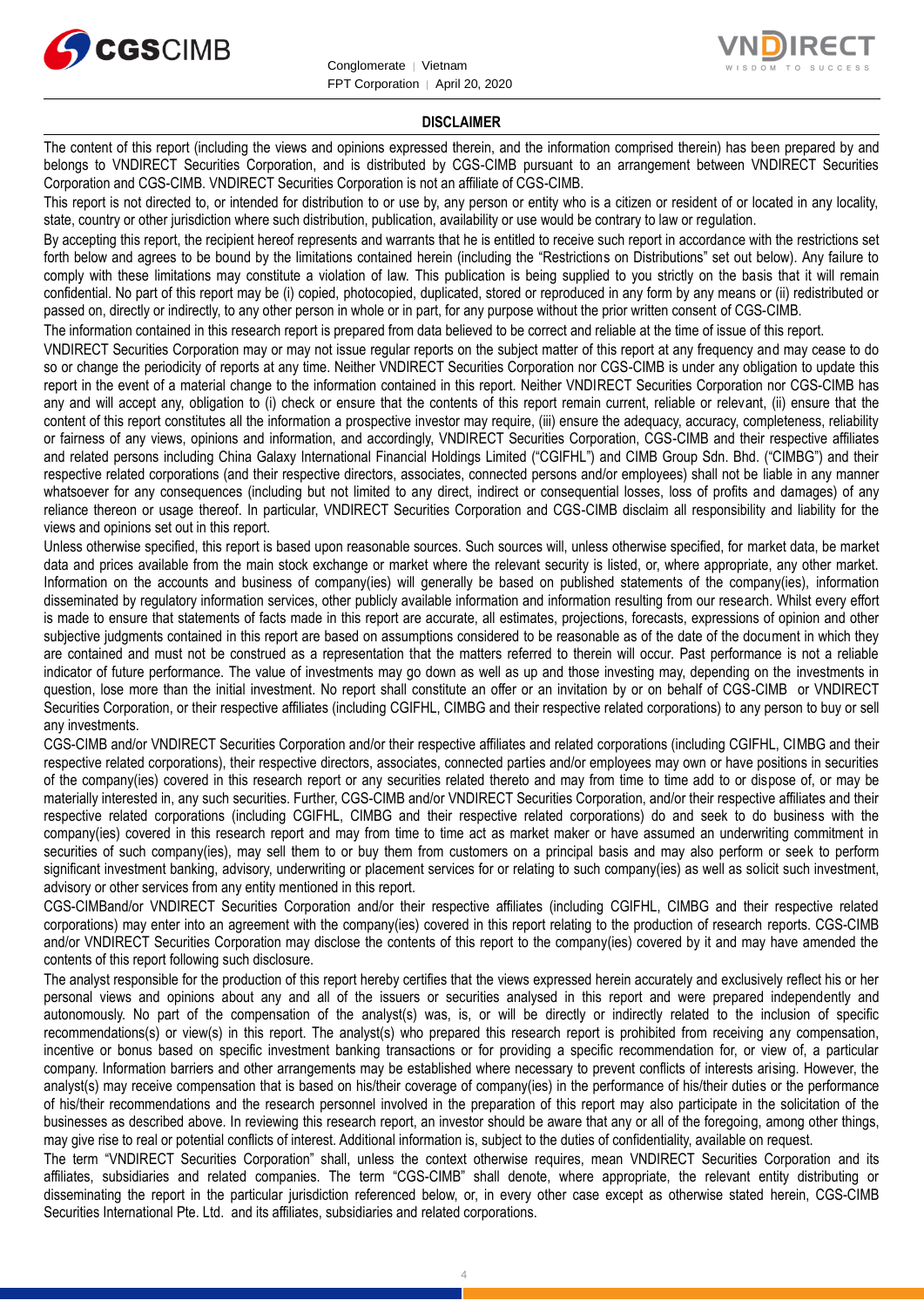## DISCLAIMER

The content of this report (including the views and opinions expressed therein, and the information comprised therein) has been prepared by and belongs to VNDIRECT Securities Corporation, and is distributed by CGS-CIMB pursuant to an arrangement between VNDIRECT Securities Corporation and CGS-CIMB. VNDIRECT Securities Corporation is not an affiliate of CGS-CIMB.

This report is not directed to, or intended for distribution to or use by, any person or entity who is a citizen or resident of or located in any locality, state, country or other jurisdiction where such distribution, publication, availability or use would be contrary to law or regulation.

By accepting this report, the recipient hereof represents and warrants that he is entitled to receive such report in accordance with the restrictions set forth below and agrees to be bound by the limitations contained herein (including the "Restrictions on Distributions" set out below). Any failure to comply with these limitations may constitute a violation of law. This publication is being supplied to you strictly on the basis that it will remain confidential. No part of this report may be (i) copied, photocopied, duplicated, stored or reproduced in any form by any means or (ii) redistributed or passed on, directly or indirectly, to any other person in whole or in part, for any purpose without the prior written consent of CGS-CIMB.

The information contained in this research report is prepared from data believed to be correct and reliable at the time of issue of this report.

VNDIRECT Securities Corporation may or may not issue regular reports on the subject matter of this report at any frequency and may cease to do so or change the periodicity of reports at any time. Neither VNDIRECT Securities Corporation nor CGS-CIMB is under any obligation to update this report in the event of a material change to the information contained in this report. Neither VNDIRECT Securities Corporation nor CGS-CIMB has any and will accept any, obligation to (i) check or ensure that the contents of this report remain current, reliable or relevant, (ii) ensure that the content of this report constitutes all the information a prospective investor may require, (iii) ensure the adequacy, accuracy, completeness, reliability or fairness of any views, opinions and information, and accordingly, VNDIRECT Securities Corporation, CGS-CIMB and their respective affiliates and related persons including China Galaxy International Financial Holdings Limited ("CGIFHL") and CIMB Group Sdn. Bhd. ("CIMBG") and their respective related corporations (and their respective directors, associates, connected persons and/or employees) shall not be liable in any manner whatsoever for any consequences (including but not limited to any direct, indirect or consequential losses, loss of profits and damages) of any reliance thereon or usage thereof. In particular, VNDIRECT Securities Corporation and CGS-CIMB disclaim all responsibility and liability for the views and opinions set out in this report.

Unless otherwise specified, this report is based upon reasonable sources. Such sources will, unless otherwise specified, for market data, be market data and prices available from the main stock exchange or market where the relevant security is listed, or, where appropriate, any other market. Information on the accounts and business of company(ies) will generally be based on published statements of the company(ies), information disseminated by regulatory information services, other publicly available information and information resulting from our research. Whilst every effort is made to ensure that statements of facts made in this report are accurate, all estimates, projections, forecasts, expressions of opinion and other subjective judgments contained in this report are based on assumptions considered to be reasonable as of the date of the document in which they are contained and must not be construed as a representation that the matters referred to therein will occur. Past performance is not a reliable indicator of future performance. The value of investments may go down as well as up and those investing may, depending on the investments in question, lose more than the initial investment. No report shall constitute an offer or an invitation by or on behalf of CGS-CIMB or VNDIRECT Securities Corporation, or their respective affiliates (including CGIFHL, CIMBG and their respective related corporations) to any person to buy or sell any investments.

CGS-CIMB and/or VNDIRECT Securities Corporation and/or their respective affiliates and related corporations (including CGIFHL, CIMBG and their respective related corporations), their respective directors, associates, connected parties and/or employees may own or have positions in securities of the company(ies) covered in this research report or any securities related thereto and may from time to time add to or dispose of, or may be materially interested in, any such securities. Further, CGS-CIMB and/or VNDIRECT Securities Corporation, and/or their respective affiliates and their respective related corporations (including CGIFHL, CIMBG and their respective related corporations) do and seek to do business with the company(ies) covered in this research report and may from time to time act as market maker or have assumed an underwriting commitment in securities of such company(ies), may sell them to or buy them from customers on a principal basis and may also perform or seek to perform significant investment banking, advisory, underwriting or placement services for or relating to such company(ies) as well as solicit such investment, advisory or other services from any entity mentioned in this report.

CGS-CIMBand/or VNDIRECT Securities Corporation and/or their respective affiliates (including CGIFHL, CIMBG and their respective related corporations) may enter into an agreement with the company(ies) covered in this report relating to the production of research reports. CGS-CIMB and/or VNDIRECT Securities Corporation may disclose the contents of this report to the company(ies) covered by it and may have amended the contents of this report following such disclosure.

The analyst responsible for the production of this report hereby certifies that the views expressed herein accurately and exclusively reflect his or her personal views and opinions about any and all of the issuers or securities analysed in this report and were prepared independently and autonomously. No part of the compensation of the analyst(s) was, is, or will be directly or indirectly related to the inclusion of specific recommendations(s) or view(s) in this report. The analyst(s) who prepared this research report is prohibited from receiving any compensation, incentive or bonus based on specific investment banking transactions or for providing a specific recommendation for, or view of, a particular company. Information barriers and other arrangements may be established where necessary to prevent conflicts of interests arising. However, the analyst(s) may receive compensation that is based on his/their coverage of company(ies) in the performance of his/their duties or the performance of his/their recommendations and the research personnel involved in the preparation of this report may also participate in the solicitation of the businesses as described above. In reviewing this research report, an investor should be aware that any or all of the foregoing, among other things, may give rise to real or potential conflicts of interest. Additional information is, subject to the duties of confidentiality, available on request.

The term "VNDIRECT Securities Corporation" shall, unless the context otherwise requires, mean VNDIRECT Securities Corporation and its affiliates, subsidiaries and related companies. The term "CGS-CIMB" shall denote, where appropriate, the relevant entity distributing or disseminating the report in the particular jurisdiction referenced below, or, in every other case except as otherwise stated herein, CGS-CIMB Securities International Pte. Ltd. and its affiliates, subsidiaries and related corporations.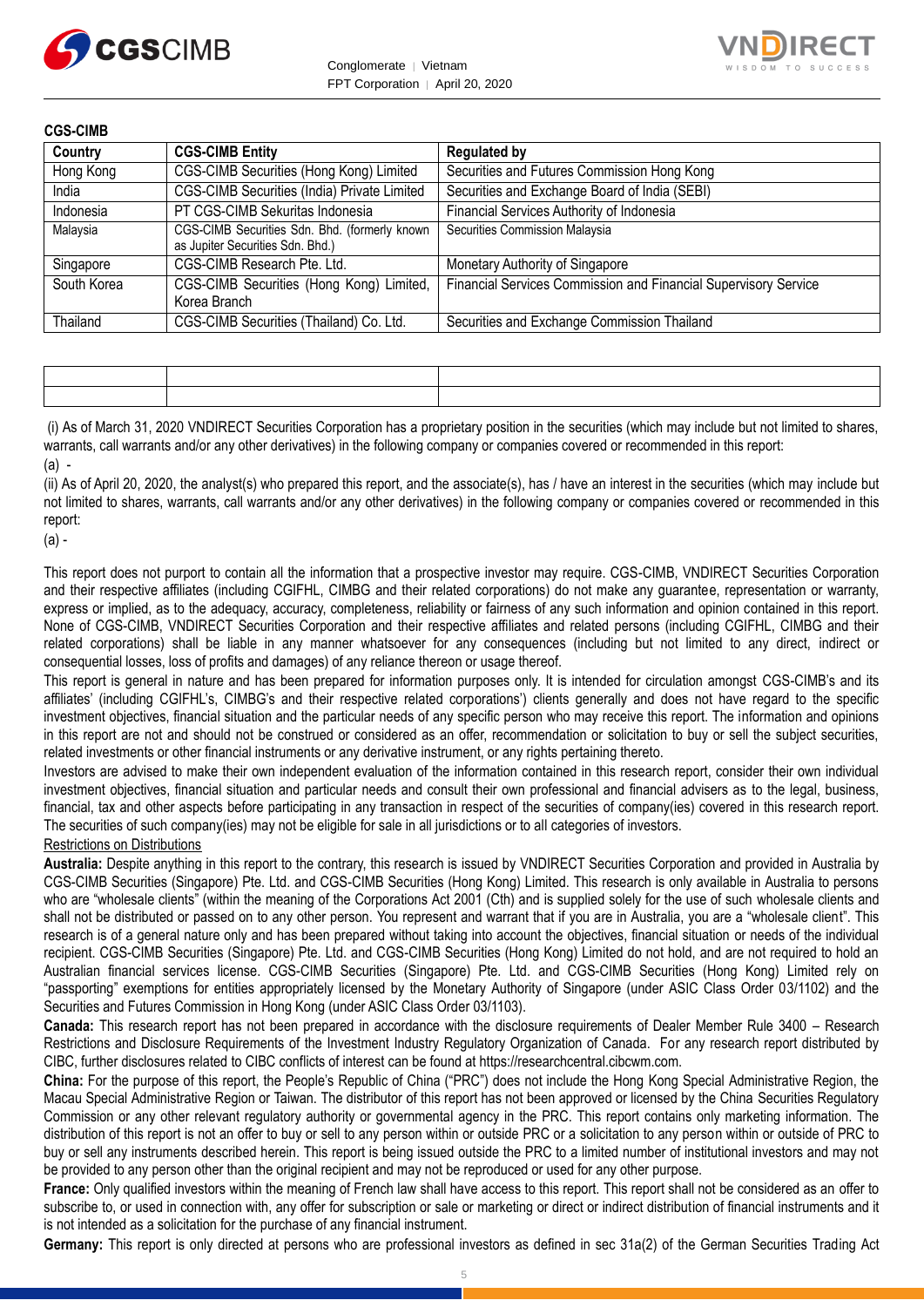**CGS-CIMB**

| Country | CGS-CIMB Entity | Regulated by |
|---|---|---|
| Hong Kong | CGS-CIMB Securities (Hong Kong) Limited | Securities and Futures Commission Hong Kong |
| India | CGS-CIMB Securities (India) Private Limited | Securities and Exchange Board of India (SEBI) |
| Indonesia | PT CGS-CIMB Sekuritas Indonesia | Financial Services Authority of Indonesia |
| Malaysia | CGS-CIMB Securities Sdn. Bhd. (formerly known as Jupiter Securities Sdn. Bhd.) | Securities Commission Malaysia |
| Singapore | CGS-CIMB Research Pte. Ltd. | Monetary Authority of Singapore |
| South Korea | CGS-CIMB Securities (Hong Kong) Limited, Korea Branch | Financial Services Commission and Financial Supervisory Service |
| Thailand | CGS-CIMB Securities (Thailand) Co. Ltd. | Securities and Exchange Commission Thailand |

| | | |
|---|---|---|
| | | |

(i) As of March 31, 2020 VNDIRECT Securities Corporation has a proprietary position in the securities (which may include but not limited to shares, warrants, call warrants and/or any other derivatives) in the following company or companies covered or recommended in this report:

(a) -

(ii) As of April 20, 2020, the analyst(s) who prepared this report, and the associate(s), has / have an interest in the securities (which may include but not limited to shares, warrants, call warrants and/or any other derivatives) in the following company or companies covered or recommended in this report:

(a) -

This report does not purport to contain all the information that a prospective investor may require. CGS-CIMB, VNDIRECT Securities Corporation and their respective affiliates (including CGIFHL, CIMBG and their related corporations) do not make any guarantee, representation or warranty, express or implied, as to the adequacy, accuracy, completeness, reliability or fairness of any such information and opinion contained in this report. None of CGS-CIMB, VNDIRECT Securities Corporation and their respective affiliates and related persons (including CGIFHL, CIMBG and their related corporations) shall be liable in any manner whatsoever for any consequences (including but not limited to any direct, indirect or consequential losses, loss of profits and damages) of any reliance thereon or usage thereof.

This report is general in nature and has been prepared for information purposes only. It is intended for circulation amongst CGS-CIMB's and its affiliates' (including CGIFHL's, CIMBG's and their respective related corporations') clients generally and does not have regard to the specific investment objectives, financial situation and the particular needs of any specific person who may receive this report. The information and opinions in this report are not and should not be construed or considered as an offer, recommendation or solicitation to buy or sell the subject securities, related investments or other financial instruments or any derivative instrument, or any rights pertaining thereto.

Investors are advised to make their own independent evaluation of the information contained in this research report, consider their own individual investment objectives, financial situation and particular needs and consult their own professional and financial advisers as to the legal, business, financial, tax and other aspects before participating in any transaction in respect of the securities of company(ies) covered in this research report. The securities of such company(ies) may not be eligible for sale in all jurisdictions or to all categories of investors.

Restrictions on Distributions

**Australia:** Despite anything in this report to the contrary, this research is issued by VNDIRECT Securities Corporation and provided in Australia by CGS-CIMB Securities (Singapore) Pte. Ltd. and CGS-CIMB Securities (Hong Kong) Limited. This research is only available in Australia to persons who are "wholesale clients" (within the meaning of the Corporations Act 2001 (Cth) and is supplied solely for the use of such wholesale clients and shall not be distributed or passed on to any other person. You represent and warrant that if you are in Australia, you are a "wholesale client". This research is of a general nature only and has been prepared without taking into account the objectives, financial situation or needs of the individual recipient. CGS-CIMB Securities (Singapore) Pte. Ltd. and CGS-CIMB Securities (Hong Kong) Limited do not hold, and are not required to hold an Australian financial services license. CGS-CIMB Securities (Singapore) Pte. Ltd. and CGS-CIMB Securities (Hong Kong) Limited rely on "passporting" exemptions for entities appropriately licensed by the Monetary Authority of Singapore (under ASIC Class Order 03/1102) and the Securities and Futures Commission in Hong Kong (under ASIC Class Order 03/1103).

**Canada:** This research report has not been prepared in accordance with the disclosure requirements of Dealer Member Rule 3400 – Research Restrictions and Disclosure Requirements of the Investment Industry Regulatory Organization of Canada. For any research report distributed by CIBC, further disclosures related to CIBC conflicts of interest can be found at https://researchcentral.cibcwm.com.

**China:** For the purpose of this report, the People's Republic of China ("PRC") does not include the Hong Kong Special Administrative Region, the Macau Special Administrative Region or Taiwan. The distributor of this report has not been approved or licensed by the China Securities Regulatory Commission or any other relevant regulatory authority or governmental agency in the PRC. This report contains only marketing information. The distribution of this report is not an offer to buy or sell to any person within or outside PRC or a solicitation to any person within or outside of PRC to buy or sell any instruments described herein. This report is being issued outside the PRC to a limited number of institutional investors and may not be provided to any person other than the original recipient and may not be reproduced or used for any other purpose.

**France:** Only qualified investors within the meaning of French law shall have access to this report. This report shall not be considered as an offer to subscribe to, or used in connection with, any offer for subscription or sale or marketing or direct or indirect distribution of financial instruments and it is not intended as a solicitation for the purchase of any financial instrument.

**Germany:** This report is only directed at persons who are professional investors as defined in sec 31a(2) of the German Securities Trading Act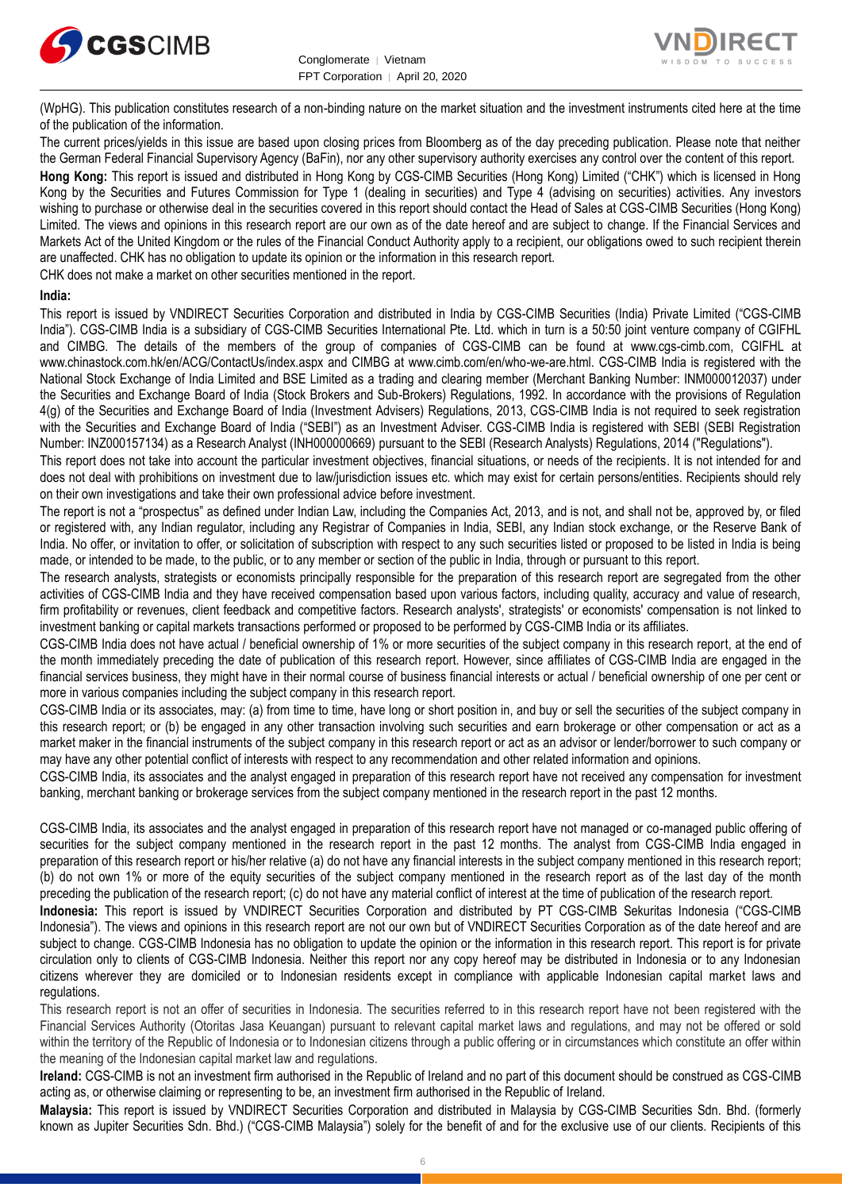(WpHG). This publication constitutes research of a non-binding nature on the market situation and the investment instruments cited here at the time of the publication of the information.

The current prices/yields in this issue are based upon closing prices from Bloomberg as of the day preceding publication. Please note that neither the German Federal Financial Supervisory Agency (BaFin), nor any other supervisory authority exercises any control over the content of this report.

**Hong Kong:** This report is issued and distributed in Hong Kong by CGS-CIMB Securities (Hong Kong) Limited ("CHK") which is licensed in Hong Kong by the Securities and Futures Commission for Type 1 (dealing in securities) and Type 4 (advising on securities) activities. Any investors wishing to purchase or otherwise deal in the securities covered in this report should contact the Head of Sales at CGS-CIMB Securities (Hong Kong) Limited. The views and opinions in this research report are our own as of the date hereof and are subject to change. If the Financial Services and Markets Act of the United Kingdom or the rules of the Financial Conduct Authority apply to a recipient, our obligations owed to such recipient therein are unaffected. CHK has no obligation to update its opinion or the information in this research report.

CHK does not make a market on other securities mentioned in the report.

**India:**

This report is issued by VNDIRECT Securities Corporation and distributed in India by CGS-CIMB Securities (India) Private Limited ("CGS-CIMB India"). CGS-CIMB India is a subsidiary of CGS-CIMB Securities International Pte. Ltd. which in turn is a 50:50 joint venture company of CGIFHL and CIMBG. The details of the members of the group of companies of CGS-CIMB can be found at www.cgs-cimb.com, CGIFHL at www.chinastock.com.hk/en/ACG/ContactUs/index.aspx and CIMBG at www.cimb.com/en/who-we-are.html. CGS-CIMB India is registered with the National Stock Exchange of India Limited and BSE Limited as a trading and clearing member (Merchant Banking Number: INM000012037) under the Securities and Exchange Board of India (Stock Brokers and Sub-Brokers) Regulations, 1992. In accordance with the provisions of Regulation 4(g) of the Securities and Exchange Board of India (Investment Advisers) Regulations, 2013, CGS-CIMB India is not required to seek registration with the Securities and Exchange Board of India ("SEBI") as an Investment Adviser. CGS-CIMB India is registered with SEBI (SEBI Registration Number: INZ000157134) as a Research Analyst (INH000000669) pursuant to the SEBI (Research Analysts) Regulations, 2014 ("Regulations").

This report does not take into account the particular investment objectives, financial situations, or needs of the recipients. It is not intended for and does not deal with prohibitions on investment due to law/jurisdiction issues etc. which may exist for certain persons/entities. Recipients should rely on their own investigations and take their own professional advice before investment.

The report is not a "prospectus" as defined under Indian Law, including the Companies Act, 2013, and is not, and shall not be, approved by, or filed or registered with, any Indian regulator, including any Registrar of Companies in India, SEBI, any Indian stock exchange, or the Reserve Bank of India. No offer, or invitation to offer, or solicitation of subscription with respect to any such securities listed or proposed to be listed in India is being made, or intended to be made, to the public, or to any member or section of the public in India, through or pursuant to this report.

The research analysts, strategists or economists principally responsible for the preparation of this research report are segregated from the other activities of CGS-CIMB India and they have received compensation based upon various factors, including quality, accuracy and value of research, firm profitability or revenues, client feedback and competitive factors. Research analysts', strategists' or economists' compensation is not linked to investment banking or capital markets transactions performed or proposed to be performed by CGS-CIMB India or its affiliates.

CGS-CIMB India does not have actual / beneficial ownership of 1% or more securities of the subject company in this research report, at the end of the month immediately preceding the date of publication of this research report. However, since affiliates of CGS-CIMB India are engaged in the financial services business, they might have in their normal course of business financial interests or actual / beneficial ownership of one per cent or more in various companies including the subject company in this research report.

CGS-CIMB India or its associates, may: (a) from time to time, have long or short position in, and buy or sell the securities of the subject company in this research report; or (b) be engaged in any other transaction involving such securities and earn brokerage or other compensation or act as a market maker in the financial instruments of the subject company in this research report or act as an advisor or lender/borrower to such company or may have any other potential conflict of interests with respect to any recommendation and other related information and opinions.

CGS-CIMB India, its associates and the analyst engaged in preparation of this research report have not received any compensation for investment banking, merchant banking or brokerage services from the subject company mentioned in the research report in the past 12 months.

CGS-CIMB India, its associates and the analyst engaged in preparation of this research report have not managed or co-managed public offering of securities for the subject company mentioned in the research report in the past 12 months. The analyst from CGS-CIMB India engaged in preparation of this research report or his/her relative (a) do not have any financial interests in the subject company mentioned in this research report; (b) do not own 1% or more of the equity securities of the subject company mentioned in the research report as of the last day of the month preceding the publication of the research report; (c) do not have any material conflict of interest at the time of publication of the research report.

**Indonesia:** This report is issued by VNDIRECT Securities Corporation and distributed by PT CGS-CIMB Sekuritas Indonesia ("CGS-CIMB Indonesia"). The views and opinions in this research report are not our own but of VNDIRECT Securities Corporation as of the date hereof and are subject to change. CGS-CIMB Indonesia has no obligation to update the opinion or the information in this research report. This report is for private circulation only to clients of CGS-CIMB Indonesia. Neither this report nor any copy hereof may be distributed in Indonesia or to any Indonesian citizens wherever they are domiciled or to Indonesian residents except in compliance with applicable Indonesian capital market laws and regulations.

This research report is not an offer of securities in Indonesia. The securities referred to in this research report have not been registered with the Financial Services Authority (Otoritas Jasa Keuangan) pursuant to relevant capital market laws and regulations, and may not be offered or sold within the territory of the Republic of Indonesia or to Indonesian citizens through a public offering or in circumstances which constitute an offer within the meaning of the Indonesian capital market law and regulations.

**Ireland:** CGS-CIMB is not an investment firm authorised in the Republic of Ireland and no part of this document should be construed as CGS-CIMB acting as, or otherwise claiming or representing to be, an investment firm authorised in the Republic of Ireland.

**Malaysia:** This report is issued by VNDIRECT Securities Corporation and distributed in Malaysia by CGS-CIMB Securities Sdn. Bhd. (formerly known as Jupiter Securities Sdn. Bhd.) ("CGS-CIMB Malaysia") solely for the benefit of and for the exclusive use of our clients. Recipients of this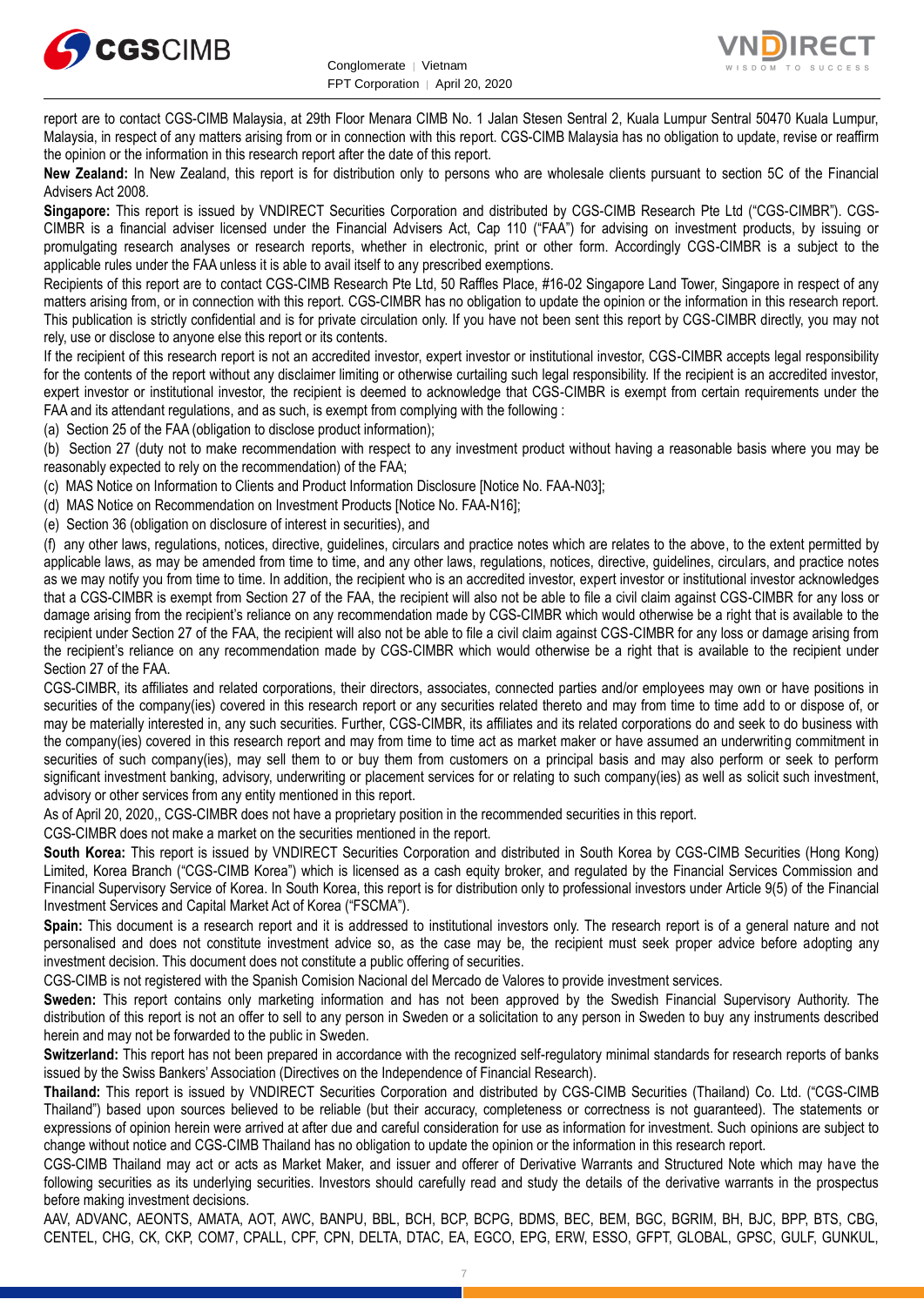report are to contact CGS-CIMB Malaysia, at 29th Floor Menara CIMB No. 1 Jalan Stesen Sentral 2, Kuala Lumpur Sentral 50470 Kuala Lumpur, Malaysia, in respect of any matters arising from or in connection with this report. CGS-CIMB Malaysia has no obligation to update, revise or reaffirm the opinion or the information in this research report after the date of this report.

**New Zealand:** In New Zealand, this report is for distribution only to persons who are wholesale clients pursuant to section 5C of the Financial Advisers Act 2008.

**Singapore:** This report is issued by VNDIRECT Securities Corporation and distributed by CGS-CIMB Research Pte Ltd ("CGS-CIMBR"). CGS-CIMBR is a financial adviser licensed under the Financial Advisers Act, Cap 110 ("FAA") for advising on investment products, by issuing or promulgating research analyses or research reports, whether in electronic, print or other form. Accordingly CGS-CIMBR is a subject to the applicable rules under the FAA unless it is able to avail itself to any prescribed exemptions.

Recipients of this report are to contact CGS-CIMB Research Pte Ltd, 50 Raffles Place, #16-02 Singapore Land Tower, Singapore in respect of any matters arising from, or in connection with this report. CGS-CIMBR has no obligation to update the opinion or the information in this research report. This publication is strictly confidential and is for private circulation only. If you have not been sent this report by CGS-CIMBR directly, you may not rely, use or disclose to anyone else this report or its contents.

If the recipient of this research report is not an accredited investor, expert investor or institutional investor, CGS-CIMBR accepts legal responsibility for the contents of the report without any disclaimer limiting or otherwise curtailing such legal responsibility. If the recipient is an accredited investor, expert investor or institutional investor, the recipient is deemed to acknowledge that CGS-CIMBR is exempt from certain requirements under the FAA and its attendant regulations, and as such, is exempt from complying with the following :

(a) Section 25 of the FAA (obligation to disclose product information);

(b) Section 27 (duty not to make recommendation with respect to any investment product without having a reasonable basis where you may be reasonably expected to rely on the recommendation) of the FAA;

(c) MAS Notice on Information to Clients and Product Information Disclosure [Notice No. FAA-N03];

(d) MAS Notice on Recommendation on Investment Products [Notice No. FAA-N16];

(e) Section 36 (obligation on disclosure of interest in securities), and

(f) any other laws, regulations, notices, directive, guidelines, circulars and practice notes which are relates to the above, to the extent permitted by applicable laws, as may be amended from time to time, and any other laws, regulations, notices, directive, guidelines, circulars, and practice notes as we may notify you from time to time. In addition, the recipient who is an accredited investor, expert investor or institutional investor acknowledges that a CGS-CIMBR is exempt from Section 27 of the FAA, the recipient will also not be able to file a civil claim against CGS-CIMBR for any loss or damage arising from the recipient's reliance on any recommendation made by CGS-CIMBR which would otherwise be a right that is available to the recipient under Section 27 of the FAA, the recipient will also not be able to file a civil claim against CGS-CIMBR for any loss or damage arising from the recipient's reliance on any recommendation made by CGS-CIMBR which would otherwise be a right that is available to the recipient under Section 27 of the FAA.

CGS-CIMBR, its affiliates and related corporations, their directors, associates, connected parties and/or employees may own or have positions in securities of the company(ies) covered in this research report or any securities related thereto and may from time to time add to or dispose of, or may be materially interested in, any such securities. Further, CGS-CIMBR, its affiliates and its related corporations do and seek to do business with the company(ies) covered in this research report and may from time to time act as market maker or have assumed an underwriting commitment in securities of such company(ies), may sell them to or buy them from customers on a principal basis and may also perform or seek to perform significant investment banking, advisory, underwriting or placement services for or relating to such company(ies) as well as solicit such investment, advisory or other services from any entity mentioned in this report.

As of April 20, 2020,, CGS-CIMBR does not have a proprietary position in the recommended securities in this report.

CGS-CIMBR does not make a market on the securities mentioned in the report.

**South Korea:** This report is issued by VNDIRECT Securities Corporation and distributed in South Korea by CGS-CIMB Securities (Hong Kong) Limited, Korea Branch ("CGS-CIMB Korea") which is licensed as a cash equity broker, and regulated by the Financial Services Commission and Financial Supervisory Service of Korea. In South Korea, this report is for distribution only to professional investors under Article 9(5) of the Financial Investment Services and Capital Market Act of Korea ("FSCMA").

**Spain:** This document is a research report and it is addressed to institutional investors only. The research report is of a general nature and not personalised and does not constitute investment advice so, as the case may be, the recipient must seek proper advice before adopting any investment decision. This document does not constitute a public offering of securities.

CGS-CIMB is not registered with the Spanish Comision Nacional del Mercado de Valores to provide investment services.

**Sweden:** This report contains only marketing information and has not been approved by the Swedish Financial Supervisory Authority. The distribution of this report is not an offer to sell to any person in Sweden or a solicitation to any person in Sweden to buy any instruments described herein and may not be forwarded to the public in Sweden.

**Switzerland:** This report has not been prepared in accordance with the recognized self-regulatory minimal standards for research reports of banks issued by the Swiss Bankers' Association (Directives on the Independence of Financial Research).

**Thailand:** This report is issued by VNDIRECT Securities Corporation and distributed by CGS-CIMB Securities (Thailand) Co. Ltd. ("CGS-CIMB Thailand") based upon sources believed to be reliable (but their accuracy, completeness or correctness is not guaranteed). The statements or expressions of opinion herein were arrived at after due and careful consideration for use as information for investment. Such opinions are subject to change without notice and CGS-CIMB Thailand has no obligation to update the opinion or the information in this research report.

CGS-CIMB Thailand may act or acts as Market Maker, and issuer and offerer of Derivative Warrants and Structured Note which may have the following securities as its underlying securities. Investors should carefully read and study the details of the derivative warrants in the prospectus before making investment decisions.

AAV, ADVANC, AEONTS, AMATA, AOT, AWC, BANPU, BBL, BCH, BCP, BCPG, BDMS, BEC, BEM, BGC, BGRIM, BH, BJC, BPP, BTS, CBG, CENTEL, CHG, CK, CKP, COM7, CPALL, CPF, CPN, DELTA, DTAC, EA, EGCO, EPG, ERW, ESSO, GFPT, GLOBAL, GPSC, GULF, GUNKUL,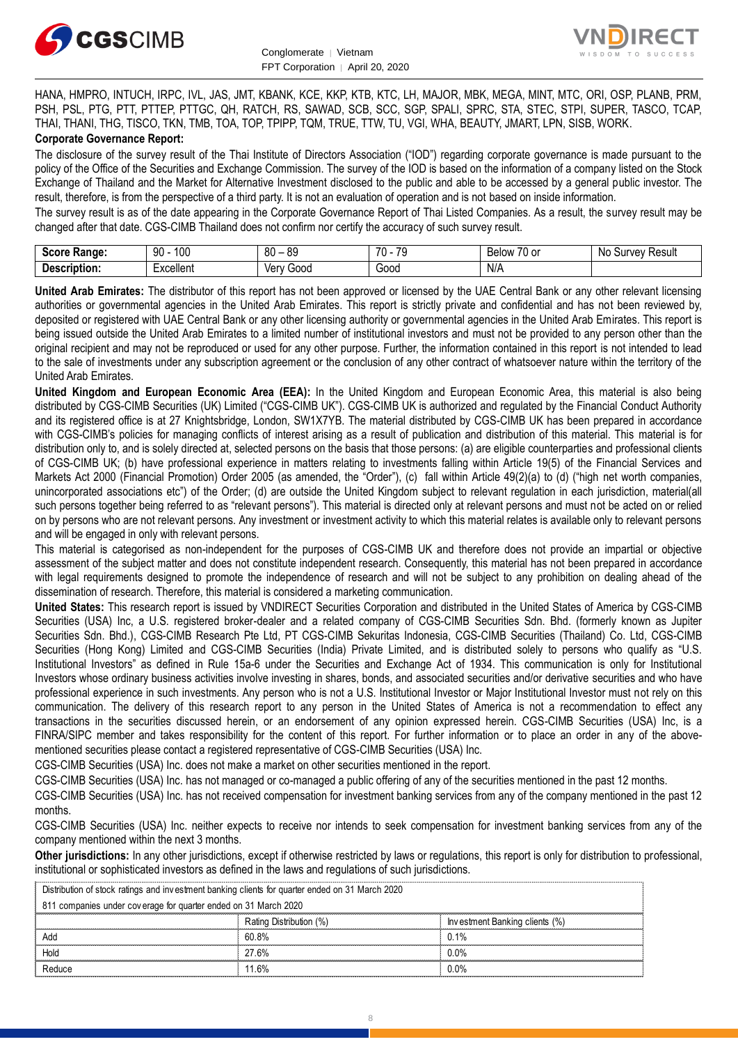HANA, HMPRO, INTUCH, IRPC, IVL, JAS, JMT, KBANK, KCE, KKP, KTB, KTC, LH, MAJOR, MBK, MEGA, MINT, MTC, ORI, OSP, PLANB, PRM, PSH, PSL, PTG, PTT, PTTEP, PTTGC, QH, RATCH, RS, SAWAD, SCB, SCC, SGP, SPALI, SPRC, STA, STEC, STPI, SUPER, TASCO, TCAP, THAI, THANI, THG, TISCO, TKN, TMB, TOA, TOP, TPIPP, TQM, TRUE, TTW, TU, VGI, WHA, BEAUTY, JMART, LPN, SISB, WORK.

**Corporate Governance Report:**

The disclosure of the survey result of the Thai Institute of Directors Association ("IOD") regarding corporate governance is made pursuant to the policy of the Office of the Securities and Exchange Commission. The survey of the IOD is based on the information of a company listed on the Stock Exchange of Thailand and the Market for Alternative Investment disclosed to the public and able to be accessed by a general public investor. The result, therefore, is from the perspective of a third party. It is not an evaluation of operation and is not based on inside information.

The survey result is as of the date appearing in the Corporate Governance Report of Thai Listed Companies. As a result, the survey result may be changed after that date. CGS-CIMB Thailand does not confirm nor certify the accuracy of such survey result.

| **Score Range:** | 90 - 100 | 80 – 89 | 70 - 79 | Below 70 or | No Survey Result |
|---|---|---|---|---|---|
| **Description:** | Excellent | Very Good | Good | N/A | |

**United Arab Emirates:** The distributor of this report has not been approved or licensed by the UAE Central Bank or any other relevant licensing authorities or governmental agencies in the United Arab Emirates. This report is strictly private and confidential and has not been reviewed by, deposited or registered with UAE Central Bank or any other licensing authority or governmental agencies in the United Arab Emirates. This report is being issued outside the United Arab Emirates to a limited number of institutional investors and must not be provided to any person other than the original recipient and may not be reproduced or used for any other purpose. Further, the information contained in this report is not intended to lead to the sale of investments under any subscription agreement or the conclusion of any other contract of whatsoever nature within the territory of the United Arab Emirates.

**United Kingdom and European Economic Area (EEA):** In the United Kingdom and European Economic Area, this material is also being distributed by CGS-CIMB Securities (UK) Limited ("CGS-CIMB UK"). CGS-CIMB UK is authorized and regulated by the Financial Conduct Authority and its registered office is at 27 Knightsbridge, London, SW1X7YB. The material distributed by CGS-CIMB UK has been prepared in accordance with CGS-CIMB's policies for managing conflicts of interest arising as a result of publication and distribution of this material. This material is for distribution only to, and is solely directed at, selected persons on the basis that those persons: (a) are eligible counterparties and professional clients of CGS-CIMB UK; (b) have professional experience in matters relating to investments falling within Article 19(5) of the Financial Services and Markets Act 2000 (Financial Promotion) Order 2005 (as amended, the "Order"), (c) fall within Article 49(2)(a) to (d) ("high net worth companies, unincorporated associations etc") of the Order; (d) are outside the United Kingdom subject to relevant regulation in each jurisdiction, material(all such persons together being referred to as "relevant persons"). This material is directed only at relevant persons and must not be acted on or relied on by persons who are not relevant persons. Any investment or investment activity to which this material relates is available only to relevant persons and will be engaged in only with relevant persons.

This material is categorised as non-independent for the purposes of CGS-CIMB UK and therefore does not provide an impartial or objective assessment of the subject matter and does not constitute independent research. Consequently, this material has not been prepared in accordance with legal requirements designed to promote the independence of research and will not be subject to any prohibition on dealing ahead of the dissemination of research. Therefore, this material is considered a marketing communication.

**United States:** This research report is issued by VNDIRECT Securities Corporation and distributed in the United States of America by CGS-CIMB Securities (USA) Inc, a U.S. registered broker-dealer and a related company of CGS-CIMB Securities Sdn. Bhd. (formerly known as Jupiter Securities Sdn. Bhd.), CGS-CIMB Research Pte Ltd, PT CGS-CIMB Sekuritas Indonesia, CGS-CIMB Securities (Thailand) Co. Ltd, CGS-CIMB Securities (Hong Kong) Limited and CGS-CIMB Securities (India) Private Limited, and is distributed solely to persons who qualify as "U.S. Institutional Investors" as defined in Rule 15a-6 under the Securities and Exchange Act of 1934. This communication is only for Institutional Investors whose ordinary business activities involve investing in shares, bonds, and associated securities and/or derivative securities and who have professional experience in such investments. Any person who is not a U.S. Institutional Investor or Major Institutional Investor must not rely on this communication. The delivery of this research report to any person in the United States of America is not a recommendation to effect any transactions in the securities discussed herein, or an endorsement of any opinion expressed herein. CGS-CIMB Securities (USA) Inc, is a FINRA/SIPC member and takes responsibility for the content of this report. For further information or to place an order in any of the above-mentioned securities please contact a registered representative of CGS-CIMB Securities (USA) Inc.

CGS-CIMB Securities (USA) Inc. does not make a market on other securities mentioned in the report.

CGS-CIMB Securities (USA) Inc. has not managed or co-managed a public offering of any of the securities mentioned in the past 12 months.

CGS-CIMB Securities (USA) Inc. has not received compensation for investment banking services from any of the company mentioned in the past 12 months.

CGS-CIMB Securities (USA) Inc. neither expects to receive nor intends to seek compensation for investment banking services from any of the company mentioned within the next 3 months.

**Other jurisdictions:** In any other jurisdictions, except if otherwise restricted by laws or regulations, this report is only for distribution to professional, institutional or sophisticated investors as defined in the laws and regulations of such jurisdictions.

| Distribution of stock ratings and investment banking clients for quarter ended on 31 March 2020 | | |
|---|---|---|
| 811 companies under coverage for quarter ended on 31 March 2020 | | |
| | Rating Distribution (%) | Investment Banking clients (%) |
| Add | 60.8% | 0.1% |
| Hold | 27.6% | 0.0% |
| Reduce | 11.6% | 0.0% |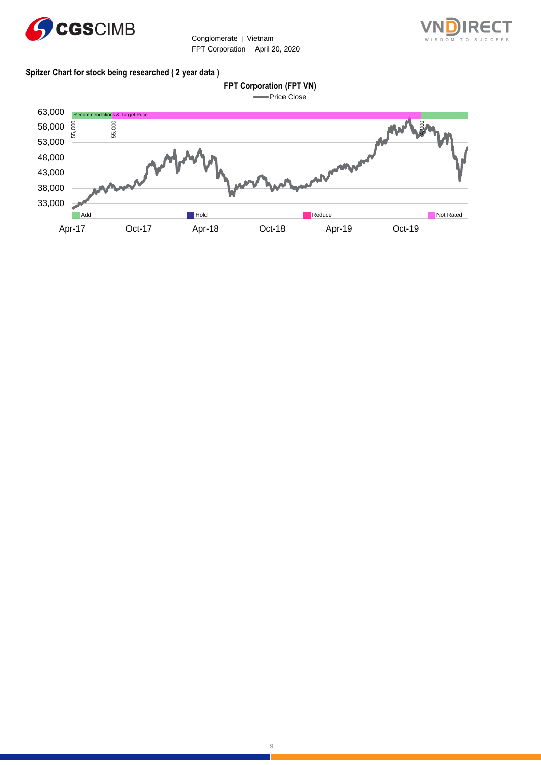**Spitzer Chart for stock being researched ( 2 year data )**

**FPT Corporation (FPT VN)**

Price Close

63,000
58,000
53,000
48,000
43,000
38,000
33,000

Recommendations & Target Price

55,000 55,000 74,000

Add | Hold | Reduce | Not Rated

Apr-17 | Oct-17 | Apr-18 | Oct-18 | Apr-19 | Oct-19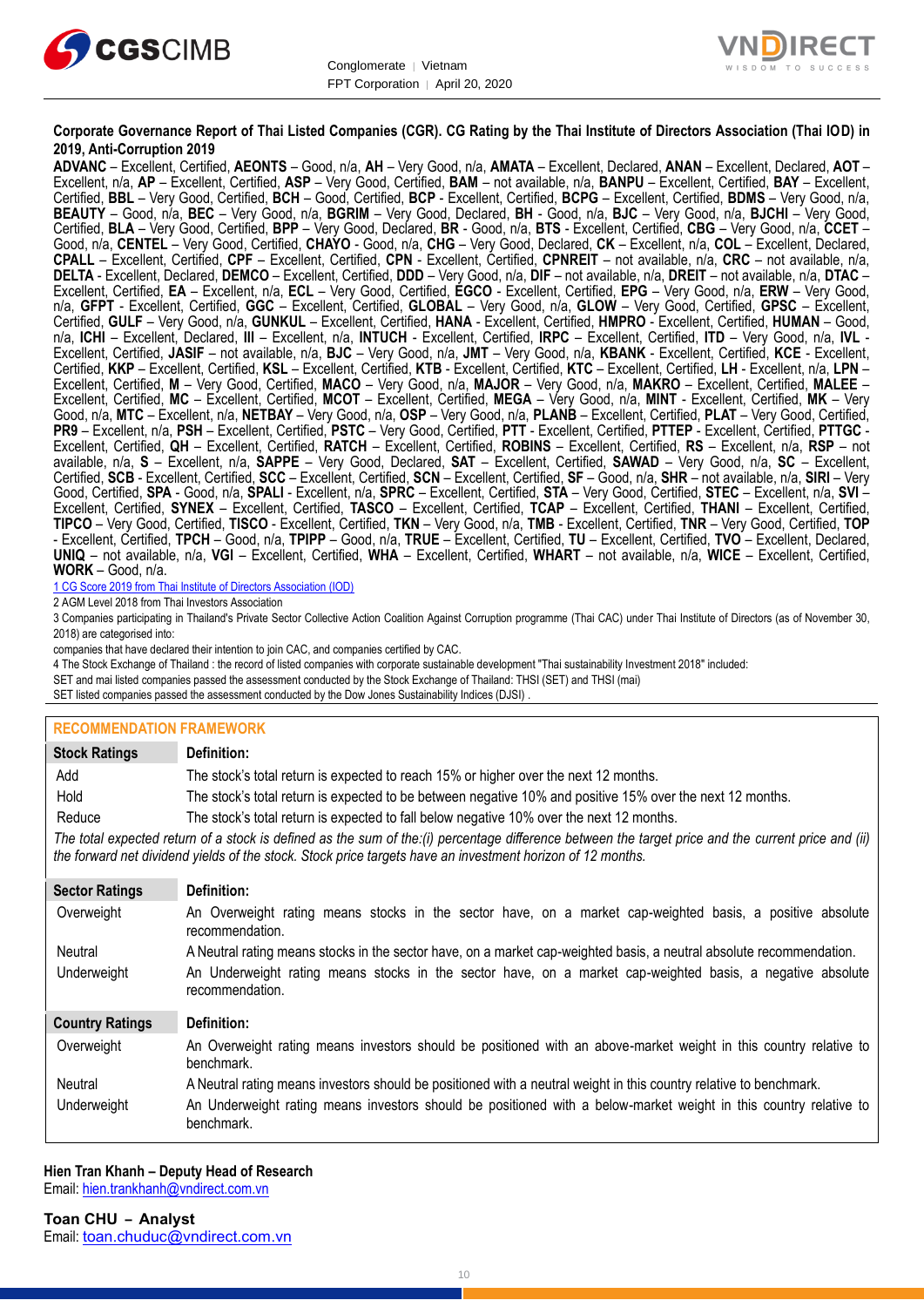**Corporate Governance Report of Thai Listed Companies (CGR). CG Rating by the Thai Institute of Directors Association (Thai IOD) in 2019, Anti-Corruption 2019**

**ADVANC** – Excellent, Certified, **AEONTS** – Good, n/a, **AH** – Very Good, n/a, **AMATA** – Excellent, Declared, **ANAN** – Excellent, Declared, **AOT** – Excellent, n/a, **AP** – Excellent, Certified, **ASP** – Very Good, Certified, **BAM** – not available, n/a, **BANPU** – Excellent, Certified, **BAY** – Excellent, Certified, **BBL** – Very Good, Certified, **BCH** – Good, Certified, **BCP** - Excellent, Certified, **BCPG** – Excellent, Certified, **BDMS** – Very Good, n/a, **BEAUTY** – Good, n/a, **BEC** – Very Good, n/a, **BGRIM** – Very Good, Declared, **BH** - Good, n/a, **BJC** – Very Good, n/a, **BJCHI** – Very Good, Certified, **BLA** – Very Good, Certified, **BPP** – Very Good, Declared, **BR** - Good, n/a, **BTS** - Excellent, Certified, **CBG** – Very Good, n/a, **CCET** – Good, n/a, **CENTEL** – Very Good, Certified, **CHAYO** - Good, n/a, **CHG** – Very Good, Declared, **CK** – Excellent, n/a, **COL** – Excellent, Declared, **CPALL** – Excellent, Certified, **CPF** – Excellent, Certified, **CPN** - Excellent, Certified, **CPNREIT** – not available, n/a, **CRC** – not available, n/a, **DELTA** - Excellent, Declared, **DEMCO** – Excellent, Certified, **DDD** – Very Good, n/a, **DIF** – not available, n/a, **DREIT** – not available, n/a, **DTAC** – Excellent, Certified, **EA** – Excellent, n/a, **ECL** – Very Good, Certified, **EGCO** - Excellent, Certified, **EPG** – Very Good, n/a, **ERW** – Very Good, n/a, **GFPT** - Excellent, Certified, **GGC** – Excellent, Certified, **GLOBAL** – Very Good, n/a, **GLOW** – Very Good, Certified, **GPSC** – Excellent, Certified, **GULF** – Very Good, n/a, **GUNKUL** – Excellent, Certified, **HANA** - Excellent, Certified, **HMPRO** - Excellent, Certified, **HUMAN** – Good, n/a, **ICHI** – Excellent, Declared, **III** – Excellent, n/a, **INTUCH** - Excellent, Certified, **IRPC** – Excellent, Certified, **ITD** – Very Good, n/a, **IVL** - Excellent, Certified, **JASIF** – not available, n/a, **BJC** – Very Good, n/a, **JMT** – Very Good, n/a, **KBANK** - Excellent, Certified, **KCE** - Excellent, Certified, **KKP** – Excellent, Certified, **KSL** – Excellent, Certified, **KTB** - Excellent, Certified, **KTC** – Excellent, Certified, **LH** - Excellent, n/a, **LPN** – Excellent, Certified, **M** – Very Good, Certified, **MACO** – Very Good, n/a, **MAJOR** – Very Good, n/a, **MAKRO** – Excellent, Certified, **MALEE** – Excellent, Certified, **MC** – Excellent, Certified, **MCOT** – Excellent, Certified, **MEGA** – Very Good, n/a, **MINT** - Excellent, Certified, **MK** – Very Good, n/a, **MTC** – Excellent, n/a, **NETBAY** – Very Good, n/a, **OSP** – Very Good, n/a, **PLANB** – Excellent, Certified, **PLAT** – Very Good, Certified, **PR9** – Excellent, n/a, **PSH** – Excellent, Certified, **PSTC** – Very Good, Certified, **PTT** - Excellent, Certified, **PTTEP** - Excellent, Certified, **PTTGC** - Excellent, Certified, **QH** – Excellent, Certified, **RATCH** – Excellent, Certified, **ROBINS** – Excellent, Certified, **RS** – Excellent, n/a, **RSP** – not available, n/a, **S** – Excellent, n/a, **SAPPE** – Very Good, Declared, **SAT** – Excellent, Certified, **SAWAD** – Very Good, n/a, **SC** – Excellent, Certified, **SCB** - Excellent, Certified, **SCC** – Excellent, Certified, **SCN** – Excellent, Certified, **SF** – Good, n/a, **SHR** – not available, n/a, **SIRI** – Very Good, Certified, **SPA** - Good, n/a, **SPALI** - Excellent, n/a, **SPRC** – Excellent, Certified, **STA** – Very Good, Certified, **STEC** – Excellent, n/a, **SVI** – Excellent, Certified, **SYNEX** – Excellent, Certified, **TASCO** – Excellent, Certified, **TCAP** – Excellent, Certified, **THANI** – Excellent, Certified, **TIPCO** – Very Good, Certified, **TISCO** - Excellent, Certified, **TKN** – Very Good, n/a, **TMB** - Excellent, Certified, **TNR** – Very Good, Certified, **TOP** - Excellent, Certified, **TPCH** – Good, n/a, **TPIPP** – Good, n/a, **TRUE** – Excellent, Certified, **TU** – Excellent, Certified, **TVO** – Excellent, Declared, **UNIQ** – not available, n/a, **VGI** – Excellent, Certified, **WHA** – Excellent, Certified, **WHART** – not available, n/a, **WICE** – Excellent, Certified, **WORK** – Good, n/a.

1 CG Score 2019 from Thai Institute of Directors Association (IOD)

2 AGM Level 2018 from Thai Investors Association

3 Companies participating in Thailand's Private Sector Collective Action Coalition Against Corruption programme (Thai CAC) under Thai Institute of Directors (as of November 30, 2018) are categorised into:

companies that have declared their intention to join CAC, and companies certified by CAC.

4 The Stock Exchange of Thailand : the record of listed companies with corporate sustainable development "Thai sustainability Investment 2018" included:

SET and mai listed companies passed the assessment conducted by the Stock Exchange of Thailand: THSI (SET) and THSI (mai)

SET listed companies passed the assessment conducted by the Dow Jones Sustainability Indices (DJSI) .

## RECOMMENDATION FRAMEWORK

| Stock Ratings | Definition: |
|---|---|
| Add | The stock's total return is expected to reach 15% or higher over the next 12 months. |
| Hold | The stock's total return is expected to be between negative 10% and positive 15% over the next 12 months. |
| Reduce | The stock's total return is expected to fall below negative 10% over the next 12 months. |

*The total expected return of a stock is defined as the sum of the:(i) percentage difference between the target price and the current price and (ii) the forward net dividend yields of the stock. Stock price targets have an investment horizon of 12 months.*

| Sector Ratings | Definition: |
|---|---|
| Overweight | An Overweight rating means stocks in the sector have, on a market cap-weighted basis, a positive absolute recommendation. |
| Neutral | A Neutral rating means stocks in the sector have, on a market cap-weighted basis, a neutral absolute recommendation. |
| Underweight | An Underweight rating means stocks in the sector have, on a market cap-weighted basis, a negative absolute recommendation. |

| Country Ratings | Definition: |
|---|---|
| Overweight | An Overweight rating means investors should be positioned with an above-market weight in this country relative to benchmark. |
| Neutral | A Neutral rating means investors should be positioned with a neutral weight in this country relative to benchmark. |
| Underweight | An Underweight rating means investors should be positioned with a below-market weight in this country relative to benchmark. |

**Hien Tran Khanh – Deputy Head of Research**
Email: hien.trankhanh@vndirect.com.vn

**Toan CHU – Analyst**
Email: toan.chuduc@vndirect.com.vn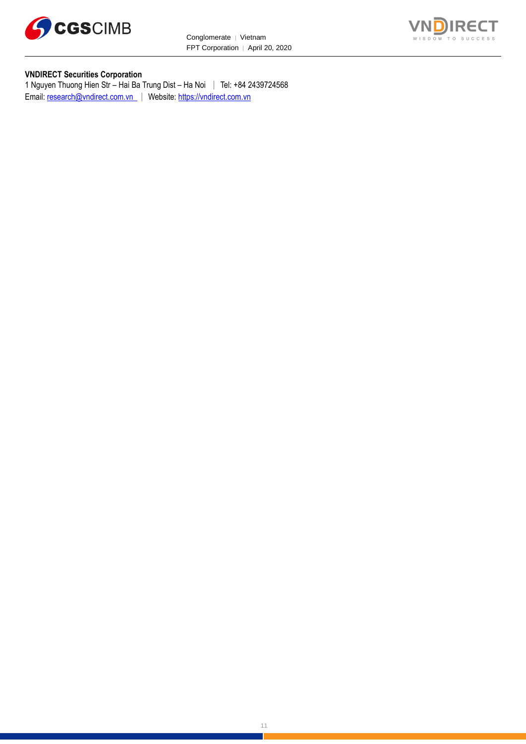**VNDIRECT Securities Corporation**

1 Nguyen Thuong Hien Str – Hai Ba Trung Dist – Ha Noi | Tel: +84 2439724568

Email: [research@vndirect.com.vn](mailto:research@vndirect.com.vn) | Website: [https://vndirect.com.vn](https://vndirect.com.vn)